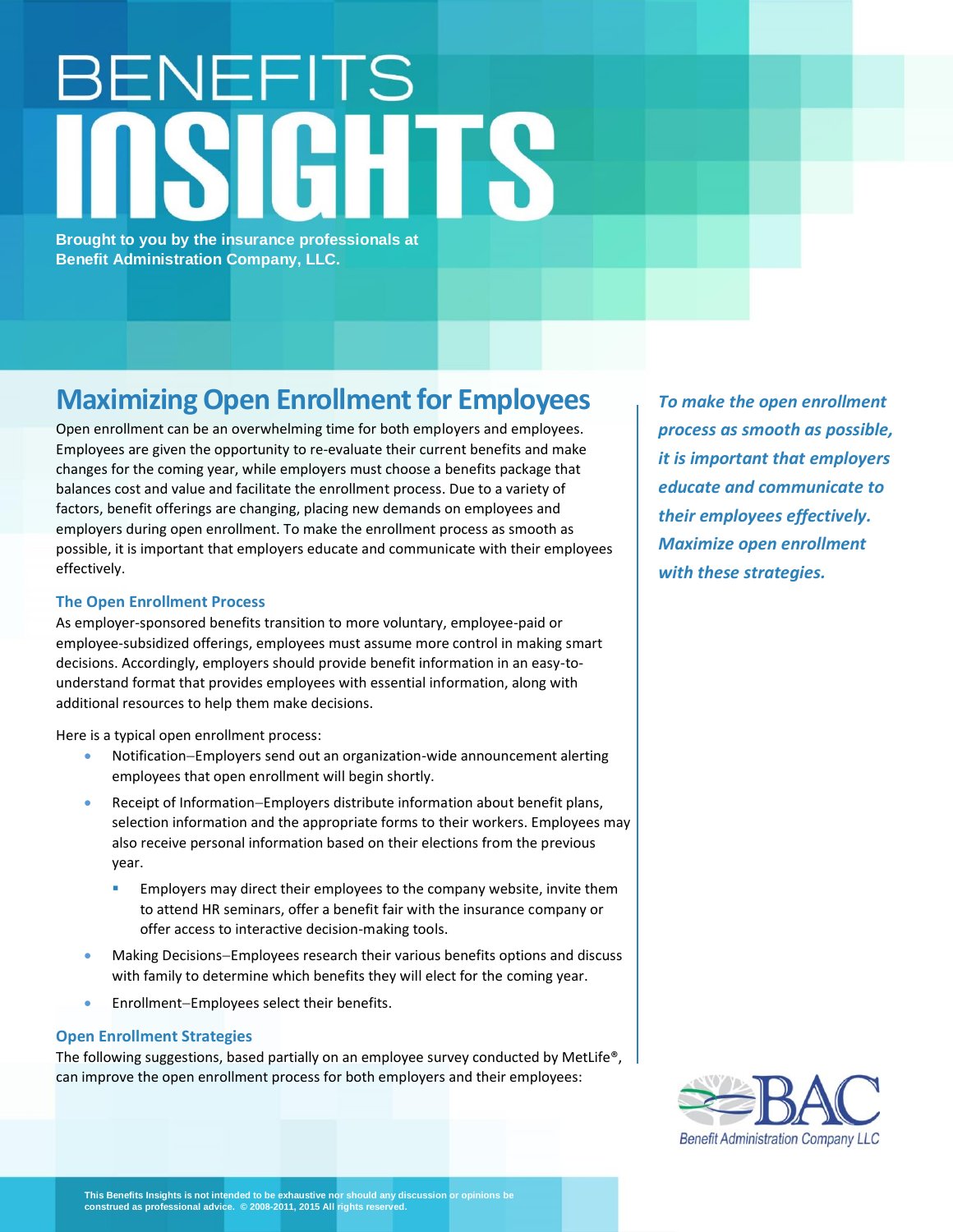# BENEFITS INSIGHTS

**Brought to you by the insurance professionals at Benefit Administration Company, LLC.**

## Maximizing Open Enrollment for Employees

*To make the open enrollment process as smooth as possible, it is important that employers educate and communicate to their employees effectively. Maximize open enrollment with these strategies.*

Open enrollment can be an overwhelming time for both employers and employees. Employees are given the opportunity to re-evaluate their current benefits and make changes for the coming year, while employers must choose a benefits package that balances cost and value and facilitate the enrollment process. Due to a variety of factors, benefit offerings are changing, placing new demands on employees and employers during open enrollment. To make the enrollment process as smooth as possible, it is important that employers educate and communicate with their employees effectively.

### The Open Enrollment Process

As employer-sponsored benefits transition to more voluntary, employee-paid or employee-subsidized offerings, employees must assume more control in making smart decisions. Accordingly, employers should provide benefit information in an easy-to-understand format that provides employees with essential information, along with additional resources to help them make decisions.

Here is a typical open enrollment process:

- Notification–Employers send out an organization-wide announcement alerting employees that open enrollment will begin shortly.
- Receipt of Information–Employers distribute information about benefit plans, selection information and the appropriate forms to their workers. Employees may also receive personal information based on their elections from the previous year.
  - Employers may direct their employees to the company website, invite them to attend HR seminars, offer a benefit fair with the insurance company or offer access to interactive decision-making tools.
- Making Decisions–Employees research their various benefits options and discuss with family to determine which benefits they will elect for the coming year.
- Enrollment–Employees select their benefits.

### Open Enrollment Strategies

The following suggestions, based partially on an employee survey conducted by MetLife®, can improve the open enrollment process for both employers and their employees:

This Benefits Insights is not intended to be exhaustive nor should any discussion or opinions be construed as professional advice. © 2008-2011, 2015 All rights reserved.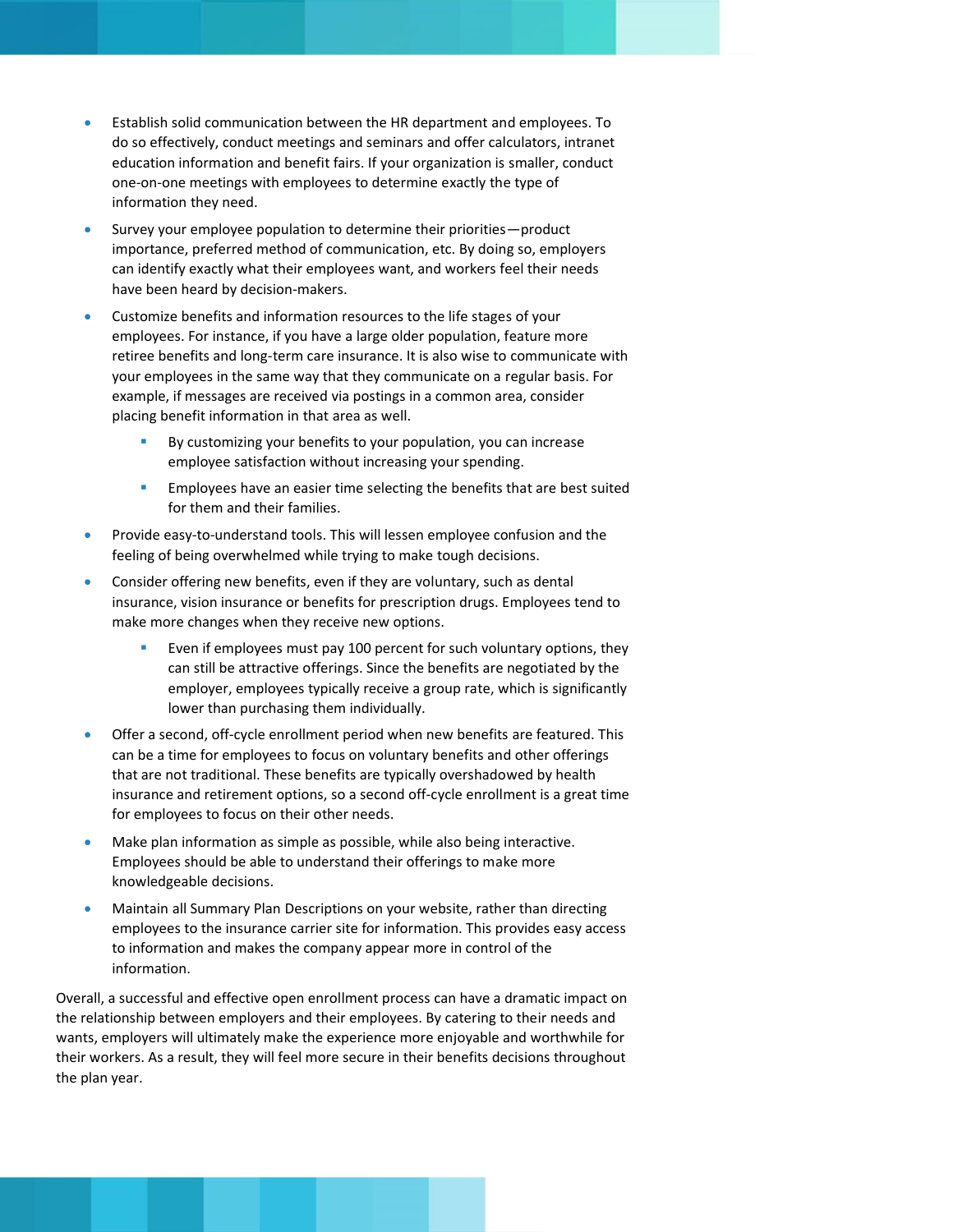- Establish solid communication between the HR department and employees. To do so effectively, conduct meetings and seminars and offer calculators, intranet education information and benefit fairs. If your organization is smaller, conduct one-on-one meetings with employees to determine exactly the type of information they need.
- Survey your employee population to determine their priorities—product importance, preferred method of communication, etc. By doing so, employers can identify exactly what their employees want, and workers feel their needs have been heard by decision-makers.
- Customize benefits and information resources to the life stages of your employees. For instance, if you have a large older population, feature more retiree benefits and long-term care insurance. It is also wise to communicate with your employees in the same way that they communicate on a regular basis. For example, if messages are received via postings in a common area, consider placing benefit information in that area as well.
    - By customizing your benefits to your population, you can increase employee satisfaction without increasing your spending.
    - Employees have an easier time selecting the benefits that are best suited for them and their families.
- Provide easy-to-understand tools. This will lessen employee confusion and the feeling of being overwhelmed while trying to make tough decisions.
- Consider offering new benefits, even if they are voluntary, such as dental insurance, vision insurance or benefits for prescription drugs. Employees tend to make more changes when they receive new options.
    - Even if employees must pay 100 percent for such voluntary options, they can still be attractive offerings. Since the benefits are negotiated by the employer, employees typically receive a group rate, which is significantly lower than purchasing them individually.
- Offer a second, off-cycle enrollment period when new benefits are featured. This can be a time for employees to focus on voluntary benefits and other offerings that are not traditional. These benefits are typically overshadowed by health insurance and retirement options, so a second off-cycle enrollment is a great time for employees to focus on their other needs.
- Make plan information as simple as possible, while also being interactive. Employees should be able to understand their offerings to make more knowledgeable decisions.
- Maintain all Summary Plan Descriptions on your website, rather than directing employees to the insurance carrier site for information. This provides easy access to information and makes the company appear more in control of the information.

Overall, a successful and effective open enrollment process can have a dramatic impact on the relationship between employers and their employees. By catering to their needs and wants, employers will ultimately make the experience more enjoyable and worthwhile for their workers. As a result, they will feel more secure in their benefits decisions throughout the plan year.